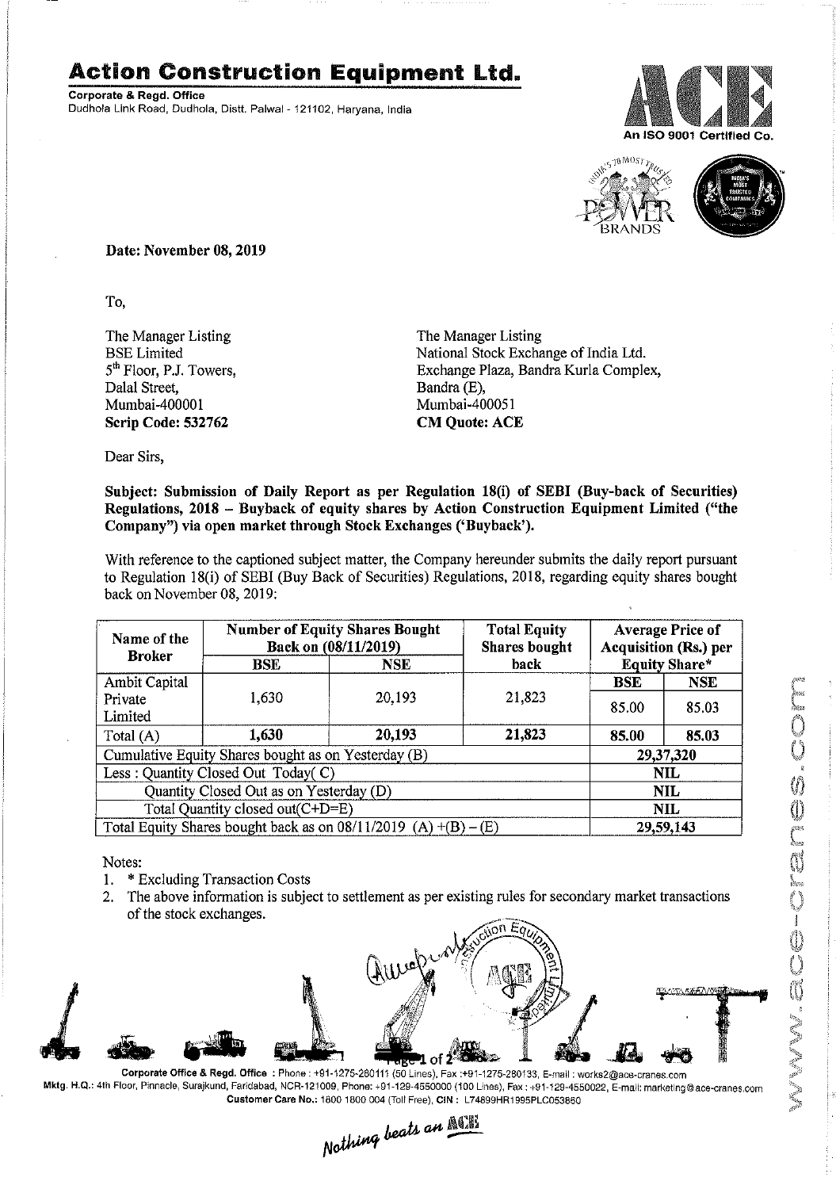# Action Construction Equipment Ltd.

**Corporate & Regd. Office**
Dudhola Link Road, Dudhola, Distt. Palwal - 121102, Haryana, India

An ISO 9001 Certified Co.

**Date: November 08, 2019**

To,

The Manager Listing
BSE Limited
5th Floor, P.J. Towers,
Dalal Street,
Mumbai-400001
**Scrip Code: 532762**

The Manager Listing
National Stock Exchange of India Ltd.
Exchange Plaza, Bandra Kurla Complex,
Bandra (E),
Mumbai-400051
**CM Quote: ACE**

Dear Sirs,

**Subject: Submission of Daily Report as per Regulation 18(i) of SEBI (Buy-back of Securities) Regulations, 2018 – Buyback of equity shares by Action Construction Equipment Limited ("the Company") via open market through Stock Exchanges ('Buyback').**

With reference to the captioned subject matter, the Company hereunder submits the daily report pursuant to Regulation 18(i) of SEBI (Buy Back of Securities) Regulations, 2018, regarding equity shares bought back on November 08, 2019:

| Name of the Broker | Number of Equity Shares Bought Back on (08/11/2019) | | Total Equity Shares bought back | Average Price of Acquisition (Rs.) per Equity Share* | |
|---|---|---|---|---|---|
| | BSE | NSE | | BSE | NSE |
| Ambit Capital Private Limited | 1,630 | 20,193 | 21,823 | 85.00 | 85.03 |
| Total (A) | **1,630** | **20,193** | **21,823** | **85.00** | **85.03** |
| Cumulative Equity Shares bought as on Yesterday (B) | | | | **29,37,320** | |
| Less : Quantity Closed Out Today( C) | | | | **NIL** | |
| Quantity Closed Out as on Yesterday (D) | | | | **NIL** | |
| Total Quantity closed out(C+D=E) | | | | **NIL** | |
| Total Equity Shares bought back as on 08/11/2019 (A) +(B) – (E) | | | | **29,59,143** | |

Notes:

1. * Excluding Transaction Costs
2. The above information is subject to settlement as per existing rules for secondary market transactions of the stock exchanges.

**Corporate Office & Regd. Office** : Phone : +91-1275-280111 (50 Lines), Fax :+91-1275-280133, E-mail : works2@ace-cranes.com
**Mktg. H.Q.**: 4th Floor, Pinnacle, Surajkund, Faridabad, NCR-121009, Phone: +91-129-4550000 (100 Lines), Fax : +91-129-4550022, E-mail: marketing@ace-cranes.com
**Customer Care No.**: 1800 1800 004 (Toll Free), **CIN** : L74899HR1995PLC053860

*Nothing beats an ACE*

www.ace-cranes.com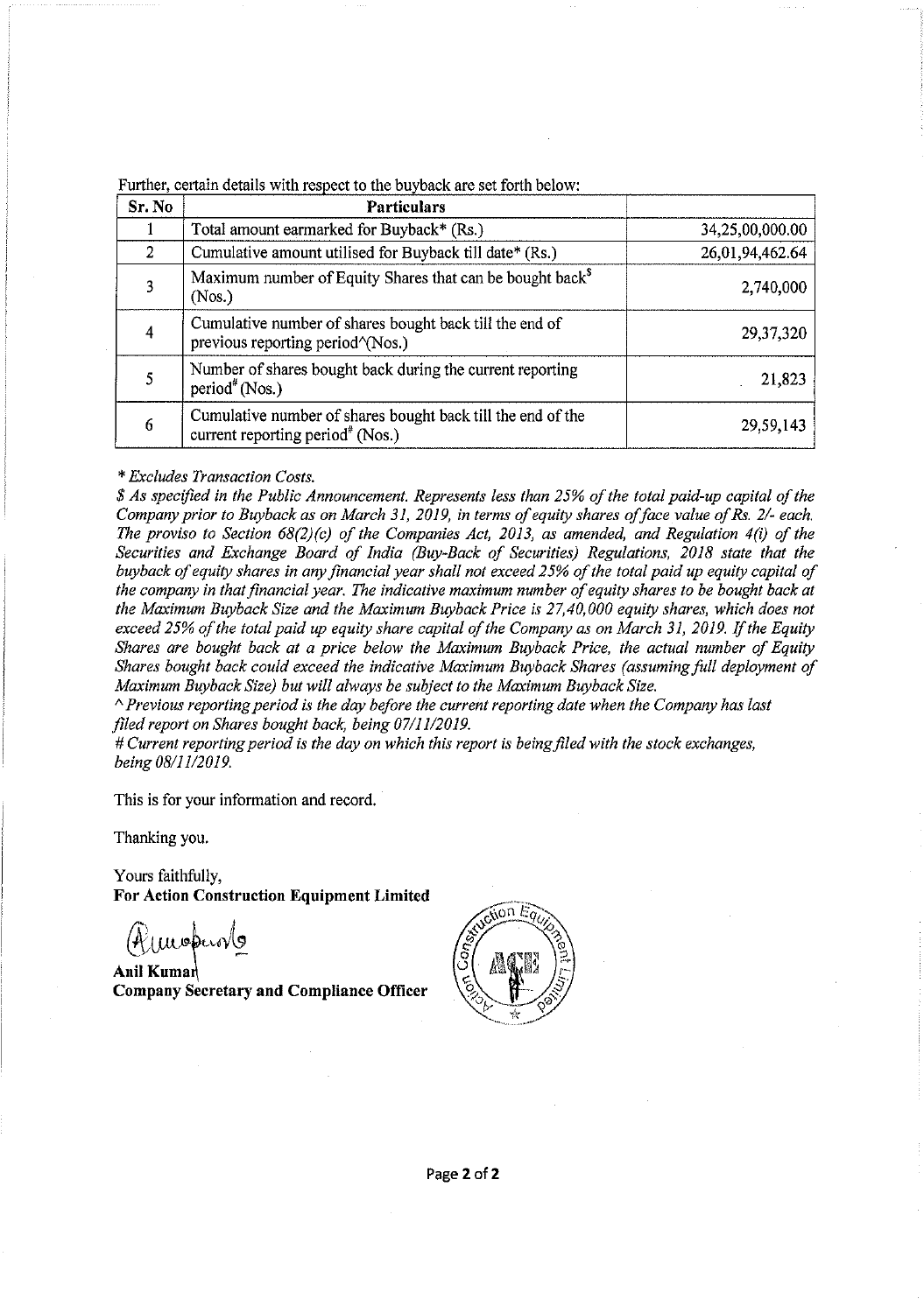Further, certain details with respect to the buyback are set forth below:

| Sr. No | Particulars | |
|---|---|---|
| 1 | Total amount earmarked for Buyback* (Rs.) | 34,25,00,000.00 |
| 2 | Cumulative amount utilised for Buyback till date* (Rs.) | 26,01,94,462.64 |
| 3 | Maximum number of Equity Shares that can be bought back$ (Nos.) | 2,740,000 |
| 4 | Cumulative number of shares bought back till the end of previous reporting period^(Nos.) | 29,37,320 |
| 5 | Number of shares bought back during the current reporting period# (Nos.) | 21,823 |
| 6 | Cumulative number of shares bought back till the end of the current reporting period# (Nos.) | 29,59,143 |

*\* Excludes Transaction Costs.*

*$ As specified in the Public Announcement. Represents less than 25% of the total paid-up capital of the Company prior to Buyback as on March 31, 2019, in terms of equity shares of face value of Rs. 2/- each. The proviso to Section 68(2)(c) of the Companies Act, 2013, as amended, and Regulation 4(i) of the Securities and Exchange Board of India (Buy-Back of Securities) Regulations, 2018 state that the buyback of equity shares in any financial year shall not exceed 25% of the total paid up equity capital of the company in that financial year. The indicative maximum number of equity shares to be bought back at the Maximum Buyback Size and the Maximum Buyback Price is 27,40,000 equity shares, which does not exceed 25% of the total paid up equity share capital of the Company as on March 31, 2019. If the Equity Shares are bought back at a price below the Maximum Buyback Price, the actual number of Equity Shares bought back could exceed the indicative Maximum Buyback Shares (assuming full deployment of Maximum Buyback Size) but will always be subject to the Maximum Buyback Size.*

*^ Previous reporting period is the day before the current reporting date when the Company has last filed report on Shares bought back, being 07/11/2019.*

*# Current reporting period is the day on which this report is being filed with the stock exchanges, being 08/11/2019.*

This is for your information and record.

Thanking you.

Yours faithfully,
**For Action Construction Equipment Limited**

**Anil Kumar**
**Company Secretary and Compliance Officer**